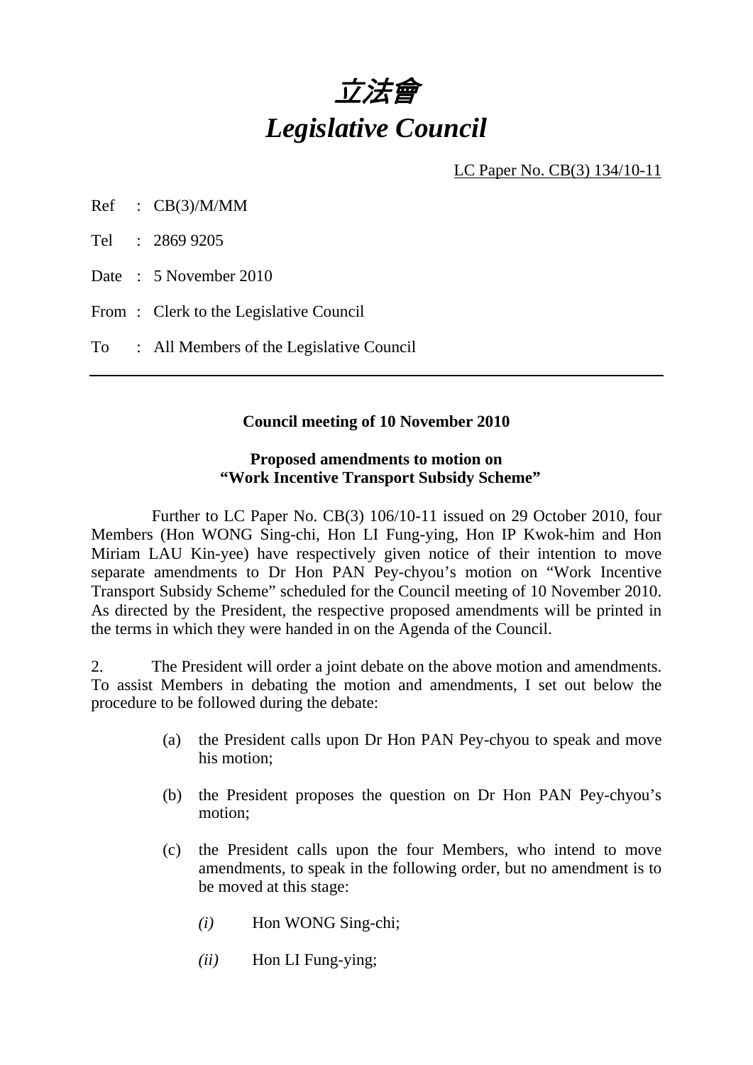# *立法會*

# *Legislative Council*

LC Paper No. CB(3) 134/10-11

Ref : CB(3)/M/MM

Tel : 2869 9205

Date : 5 November 2010

From : Clerk to the Legislative Council

To : All Members of the Legislative Council

---

**Council meeting of 10 November 2010**

**Proposed amendments to motion on "Work Incentive Transport Subsidy Scheme"**

Further to LC Paper No. CB(3) 106/10-11 issued on 29 October 2010, four Members (Hon WONG Sing-chi, Hon LI Fung-ying, Hon IP Kwok-him and Hon Miriam LAU Kin-yee) have respectively given notice of their intention to move separate amendments to Dr Hon PAN Pey-chyou's motion on "Work Incentive Transport Subsidy Scheme" scheduled for the Council meeting of 10 November 2010. As directed by the President, the respective proposed amendments will be printed in the terms in which they were handed in on the Agenda of the Council.

2. The President will order a joint debate on the above motion and amendments. To assist Members in debating the motion and amendments, I set out below the procedure to be followed during the debate:

(a) the President calls upon Dr Hon PAN Pey-chyou to speak and move his motion;

(b) the President proposes the question on Dr Hon PAN Pey-chyou's motion;

(c) the President calls upon the four Members, who intend to move amendments, to speak in the following order, but no amendment is to be moved at this stage:

*(i)* Hon WONG Sing-chi;

*(ii)* Hon LI Fung-ying;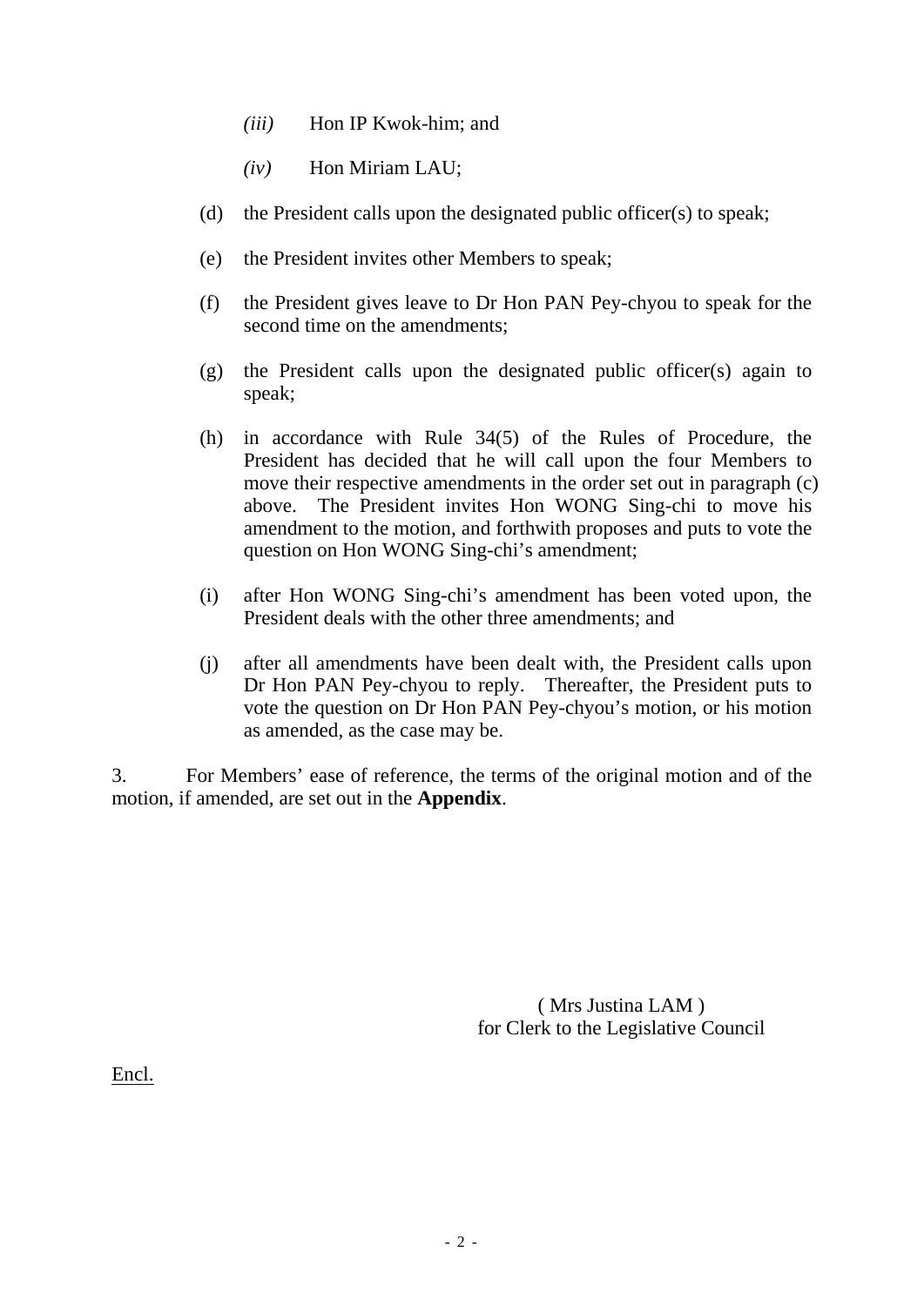*(iii)* Hon IP Kwok-him; and

    *(iv)* Hon Miriam LAU;

(d) the President calls upon the designated public officer(s) to speak;

(e) the President invites other Members to speak;

(f) the President gives leave to Dr Hon PAN Pey-chyou to speak for the second time on the amendments;

(g) the President calls upon the designated public officer(s) again to speak;

(h) in accordance with Rule 34(5) of the Rules of Procedure, the President has decided that he will call upon the four Members to move their respective amendments in the order set out in paragraph (c) above. The President invites Hon WONG Sing-chi to move his amendment to the motion, and forthwith proposes and puts to vote the question on Hon WONG Sing-chi's amendment;

(i) after Hon WONG Sing-chi's amendment has been voted upon, the President deals with the other three amendments; and

(j) after all amendments have been dealt with, the President calls upon Dr Hon PAN Pey-chyou to reply. Thereafter, the President puts to vote the question on Dr Hon PAN Pey-chyou's motion, or his motion as amended, as the case may be.

3. For Members' ease of reference, the terms of the original motion and of the motion, if amended, are set out in the **Appendix**.

( Mrs Justina LAM )
for Clerk to the Legislative Council

Encl.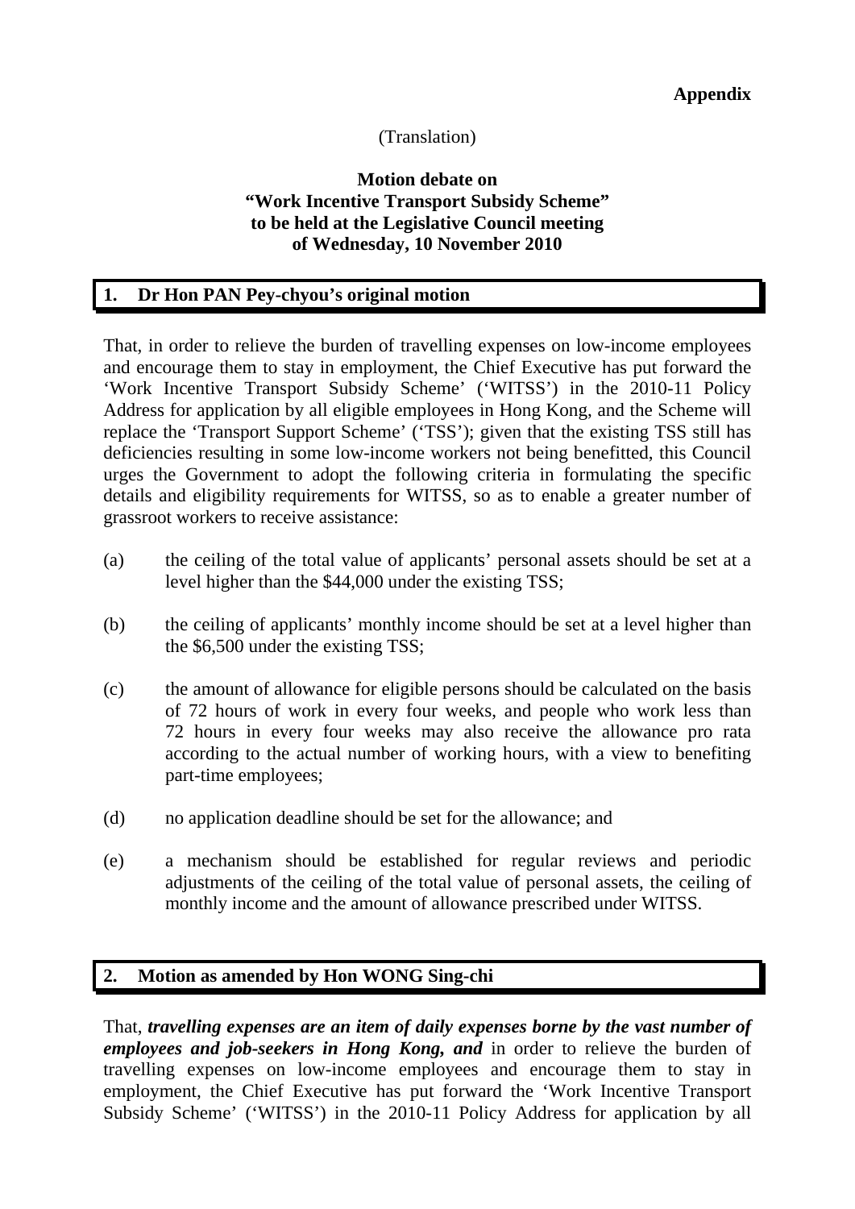**Appendix**

(Translation)

**Motion debate on**
**"Work Incentive Transport Subsidy Scheme"**
**to be held at the Legislative Council meeting**
**of Wednesday, 10 November 2010**

## 1. Dr Hon PAN Pey-chyou's original motion

That, in order to relieve the burden of travelling expenses on low-income employees and encourage them to stay in employment, the Chief Executive has put forward the 'Work Incentive Transport Subsidy Scheme' ('WITSS') in the 2010-11 Policy Address for application by all eligible employees in Hong Kong, and the Scheme will replace the 'Transport Support Scheme' ('TSS'); given that the existing TSS still has deficiencies resulting in some low-income workers not being benefitted, this Council urges the Government to adopt the following criteria in formulating the specific details and eligibility requirements for WITSS, so as to enable a greater number of grassroot workers to receive assistance:

(a) the ceiling of the total value of applicants' personal assets should be set at a level higher than the $44,000 under the existing TSS;

(b) the ceiling of applicants' monthly income should be set at a level higher than the $6,500 under the existing TSS;

(c) the amount of allowance for eligible persons should be calculated on the basis of 72 hours of work in every four weeks, and people who work less than 72 hours in every four weeks may also receive the allowance pro rata according to the actual number of working hours, with a view to benefiting part-time employees;

(d) no application deadline should be set for the allowance; and

(e) a mechanism should be established for regular reviews and periodic adjustments of the ceiling of the total value of personal assets, the ceiling of monthly income and the amount of allowance prescribed under WITSS.

## 2. Motion as amended by Hon WONG Sing-chi

That, ***travelling expenses are an item of daily expenses borne by the vast number of employees and job-seekers in Hong Kong, and*** in order to relieve the burden of travelling expenses on low-income employees and encourage them to stay in employment, the Chief Executive has put forward the 'Work Incentive Transport Subsidy Scheme' ('WITSS') in the 2010-11 Policy Address for application by all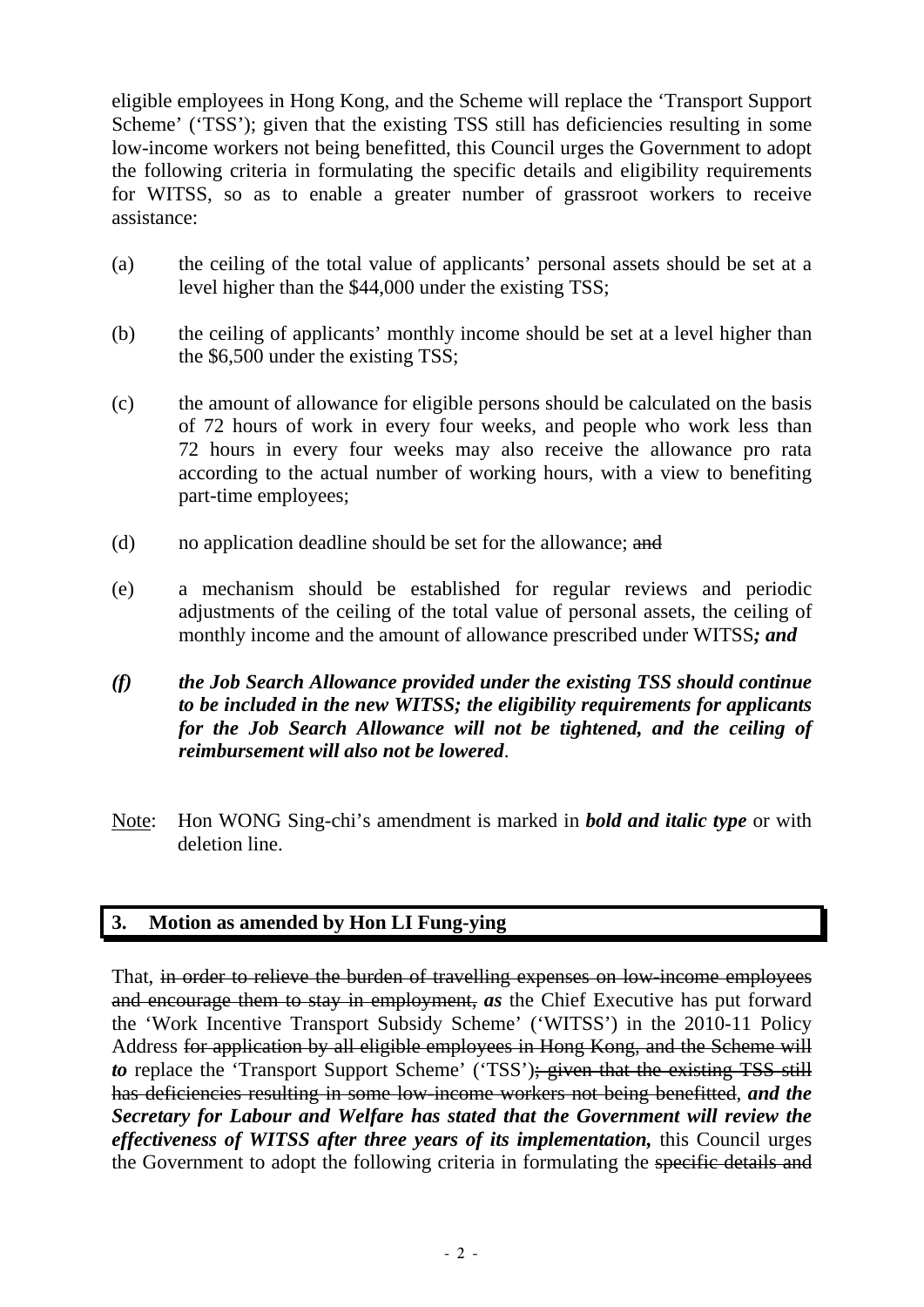eligible employees in Hong Kong, and the Scheme will replace the 'Transport Support Scheme' ('TSS'); given that the existing TSS still has deficiencies resulting in some low-income workers not being benefitted, this Council urges the Government to adopt the following criteria in formulating the specific details and eligibility requirements for WITSS, so as to enable a greater number of grassroot workers to receive assistance:

(a) the ceiling of the total value of applicants' personal assets should be set at a level higher than the $44,000 under the existing TSS;

(b) the ceiling of applicants' monthly income should be set at a level higher than the $6,500 under the existing TSS;

(c) the amount of allowance for eligible persons should be calculated on the basis of 72 hours of work in every four weeks, and people who work less than 72 hours in every four weeks may also receive the allowance pro rata according to the actual number of working hours, with a view to benefiting part-time employees;

(d) no application deadline should be set for the allowance; ~~and~~

(e) a mechanism should be established for regular reviews and periodic adjustments of the ceiling of the total value of personal assets, the ceiling of monthly income and the amount of allowance prescribed under WITSS***; and***

***(f) the Job Search Allowance provided under the existing TSS should continue to be included in the new WITSS; the eligibility requirements for applicants for the Job Search Allowance will not be tightened, and the ceiling of reimbursement will also not be lowered***.

Note: Hon WONG Sing-chi's amendment is marked in ***bold and italic type*** or with deletion line.

## 3. Motion as amended by Hon LI Fung-ying

That, ~~in order to relieve the burden of travelling expenses on low-income employees and encourage them to stay in employment,~~ ***as*** the Chief Executive has put forward the 'Work Incentive Transport Subsidy Scheme' ('WITSS') in the 2010-11 Policy Address ~~for application by all eligible employees in Hong Kong, and the Scheme will~~ ***to*** replace the 'Transport Support Scheme' ('TSS')~~; given that the existing TSS still has deficiencies resulting in some low-income workers not being benefitted~~, ***and the Secretary for Labour and Welfare has stated that the Government will review the effectiveness of WITSS after three years of its implementation,*** this Council urges the Government to adopt the following criteria in formulating the ~~specific details and~~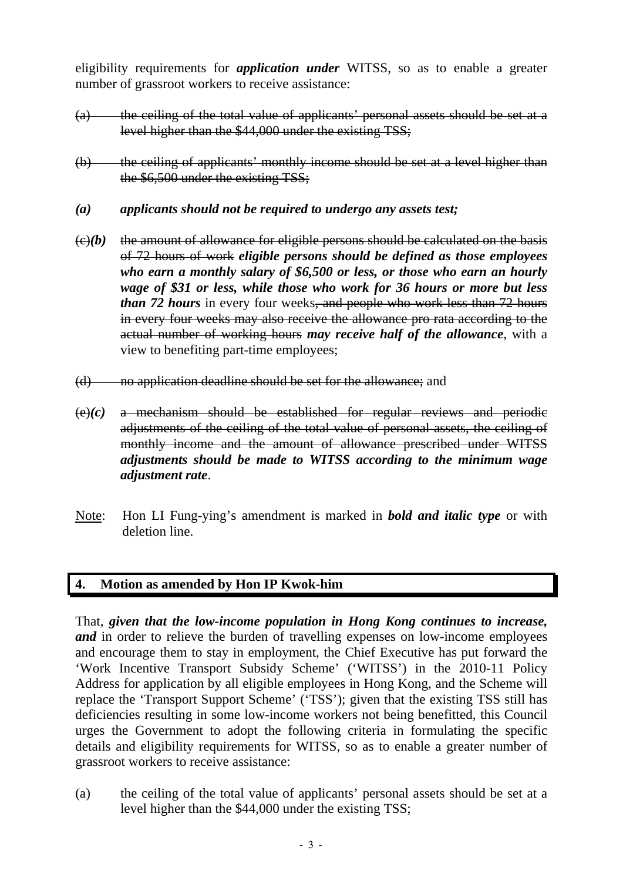eligibility requirements for ***application under*** WITSS, so as to enable a greater number of grassroot workers to receive assistance:

~~(a) the ceiling of the total value of applicants' personal assets should be set at a level higher than the $44,000 under the existing TSS;~~

~~(b) the ceiling of applicants' monthly income should be set at a level higher than the $6,500 under the existing TSS;~~

***(a) applicants should not be required to undergo any assets test;***

~~(c)~~***(b)*** ~~the amount of allowance for eligible persons should be calculated on the basis of 72 hours of work~~ ***eligible persons should be defined as those employees who earn a monthly salary of $6,500 or less, or those who earn an hourly wage of $31 or less, while those who work for 36 hours or more but less than 72 hours*** in every four weeks~~, and people who work less than 72 hours in every four weeks may also receive the allowance pro rata according to the actual number of working hours~~ ***may receive half of the allowance***, with a view to benefiting part-time employees;

~~(d) no application deadline should be set for the allowance;~~ and

~~(e)~~***(c)*** ~~a mechanism should be established for regular reviews and periodic adjustments of the ceiling of the total value of personal assets, the ceiling of monthly income and the amount of allowance prescribed under WITSS~~ ***adjustments should be made to WITSS according to the minimum wage adjustment rate***.

Note: Hon LI Fung-ying's amendment is marked in ***bold and italic type*** or with deletion line.

## 4. Motion as amended by Hon IP Kwok-him

That, ***given that the low-income population in Hong Kong continues to increase, and*** in order to relieve the burden of travelling expenses on low-income employees and encourage them to stay in employment, the Chief Executive has put forward the 'Work Incentive Transport Subsidy Scheme' ('WITSS') in the 2010-11 Policy Address for application by all eligible employees in Hong Kong, and the Scheme will replace the 'Transport Support Scheme' ('TSS'); given that the existing TSS still has deficiencies resulting in some low-income workers not being benefitted, this Council urges the Government to adopt the following criteria in formulating the specific details and eligibility requirements for WITSS, so as to enable a greater number of grassroot workers to receive assistance:

(a) the ceiling of the total value of applicants' personal assets should be set at a level higher than the $44,000 under the existing TSS;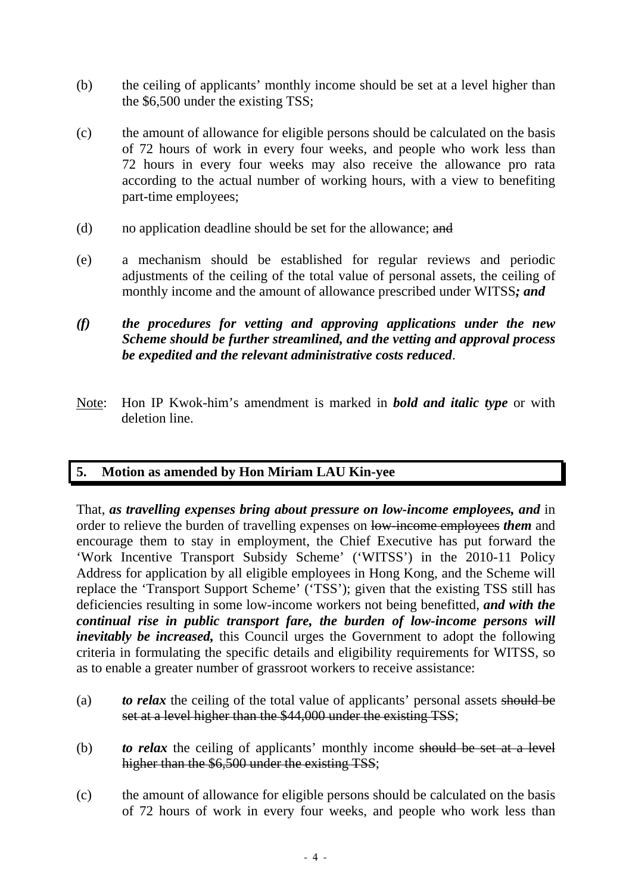(b) the ceiling of applicants' monthly income should be set at a level higher than the $6,500 under the existing TSS;

(c) the amount of allowance for eligible persons should be calculated on the basis of 72 hours of work in every four weeks, and people who work less than 72 hours in every four weeks may also receive the allowance pro rata according to the actual number of working hours, with a view to benefiting part-time employees;

(d) no application deadline should be set for the allowance; ~~and~~

(e) a mechanism should be established for regular reviews and periodic adjustments of the ceiling of the total value of personal assets, the ceiling of monthly income and the amount of allowance prescribed under WITSS***; and***

***(f) the procedures for vetting and approving applications under the new Scheme should be further streamlined, and the vetting and approval process be expedited and the relevant administrative costs reduced***.

Note: Hon IP Kwok-him's amendment is marked in ***bold and italic type*** or with deletion line.

## 5. Motion as amended by Hon Miriam LAU Kin-yee

That, ***as travelling expenses bring about pressure on low-income employees, and*** in order to relieve the burden of travelling expenses on ~~low-income employees~~ ***them*** and encourage them to stay in employment, the Chief Executive has put forward the 'Work Incentive Transport Subsidy Scheme' ('WITSS') in the 2010-11 Policy Address for application by all eligible employees in Hong Kong, and the Scheme will replace the 'Transport Support Scheme' ('TSS'); given that the existing TSS still has deficiencies resulting in some low-income workers not being benefitted, ***and with the continual rise in public transport fare, the burden of low-income persons will inevitably be increased,*** this Council urges the Government to adopt the following criteria in formulating the specific details and eligibility requirements for WITSS, so as to enable a greater number of grassroot workers to receive assistance:

(a) ***to relax*** the ceiling of the total value of applicants' personal assets ~~should be set at a level higher than the $44,000 under the existing TSS~~;

(b) ***to relax*** the ceiling of applicants' monthly income ~~should be set at a level higher than the $6,500 under the existing TSS~~;

(c) the amount of allowance for eligible persons should be calculated on the basis of 72 hours of work in every four weeks, and people who work less than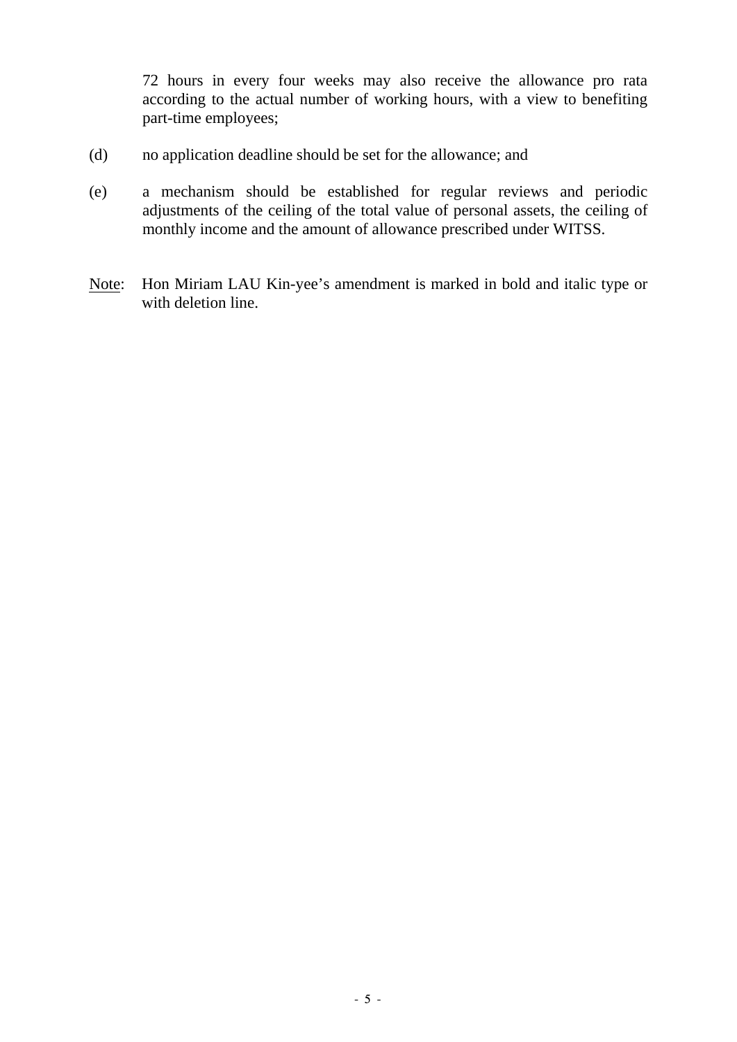72 hours in every four weeks may also receive the allowance pro rata according to the actual number of working hours, with a view to benefiting part-time employees;

(d) no application deadline should be set for the allowance; and

(e) a mechanism should be established for regular reviews and periodic adjustments of the ceiling of the total value of personal assets, the ceiling of monthly income and the amount of allowance prescribed under WITSS.

Note: Hon Miriam LAU Kin-yee's amendment is marked in bold and italic type or with deletion line.